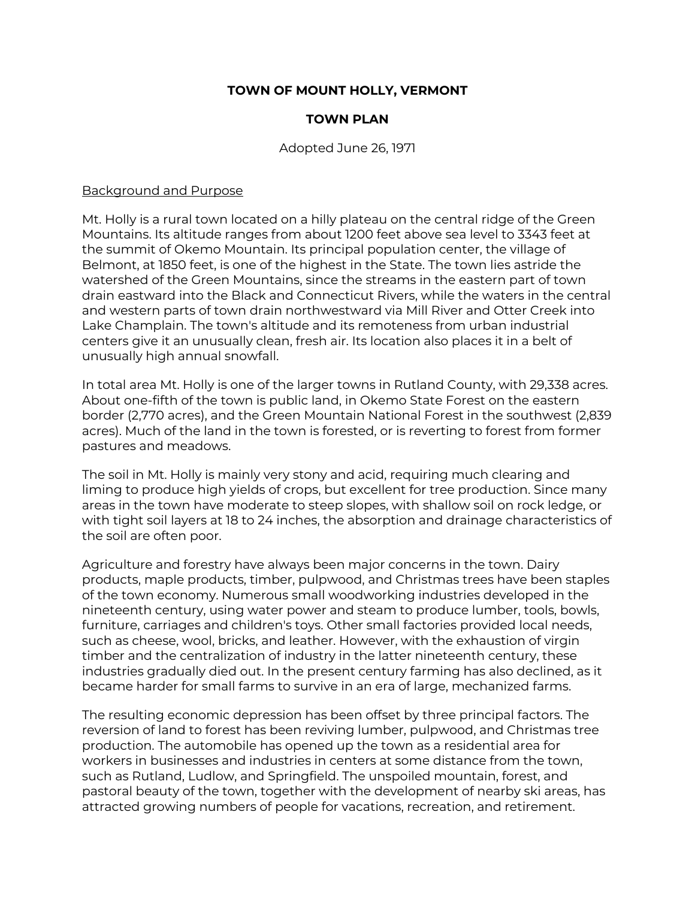# TOWN OF MOUNT HOLLY, VERMONT

## TOWN PLAN

Adopted June 26, 1971

<u>Background and Purpose</u>

Mt. Holly is a rural town located on a hilly plateau on the central ridge of the Green Mountains. Its altitude ranges from about 1200 feet above sea level to 3343 feet at the summit of Okemo Mountain. Its principal population center, the village of Belmont, at 1850 feet, is one of the highest in the State. The town lies astride the watershed of the Green Mountains, since the streams in the eastern part of town drain eastward into the Black and Connecticut Rivers, while the waters in the central and western parts of town drain northwestward via Mill River and Otter Creek into Lake Champlain. The town's altitude and its remoteness from urban industrial centers give it an unusually clean, fresh air. Its location also places it in a belt of unusually high annual snowfall.

In total area Mt. Holly is one of the larger towns in Rutland County, with 29,338 acres. About one-fifth of the town is public land, in Okemo State Forest on the eastern border (2,770 acres), and the Green Mountain National Forest in the southwest (2,839 acres). Much of the land in the town is forested, or is reverting to forest from former pastures and meadows.

The soil in Mt. Holly is mainly very stony and acid, requiring much clearing and liming to produce high yields of crops, but excellent for tree production. Since many areas in the town have moderate to steep slopes, with shallow soil on rock ledge, or with tight soil layers at 18 to 24 inches, the absorption and drainage characteristics of the soil are often poor.

Agriculture and forestry have always been major concerns in the town. Dairy products, maple products, timber, pulpwood, and Christmas trees have been staples of the town economy. Numerous small woodworking industries developed in the nineteenth century, using water power and steam to produce lumber, tools, bowls, furniture, carriages and children's toys. Other small factories provided local needs, such as cheese, wool, bricks, and leather. However, with the exhaustion of virgin timber and the centralization of industry in the latter nineteenth century, these industries gradually died out. In the present century farming has also declined, as it became harder for small farms to survive in an era of large, mechanized farms.

The resulting economic depression has been offset by three principal factors. The reversion of land to forest has been reviving lumber, pulpwood, and Christmas tree production. The automobile has opened up the town as a residential area for workers in businesses and industries in centers at some distance from the town, such as Rutland, Ludlow, and Springfield. The unspoiled mountain, forest, and pastoral beauty of the town, together with the development of nearby ski areas, has attracted growing numbers of people for vacations, recreation, and retirement.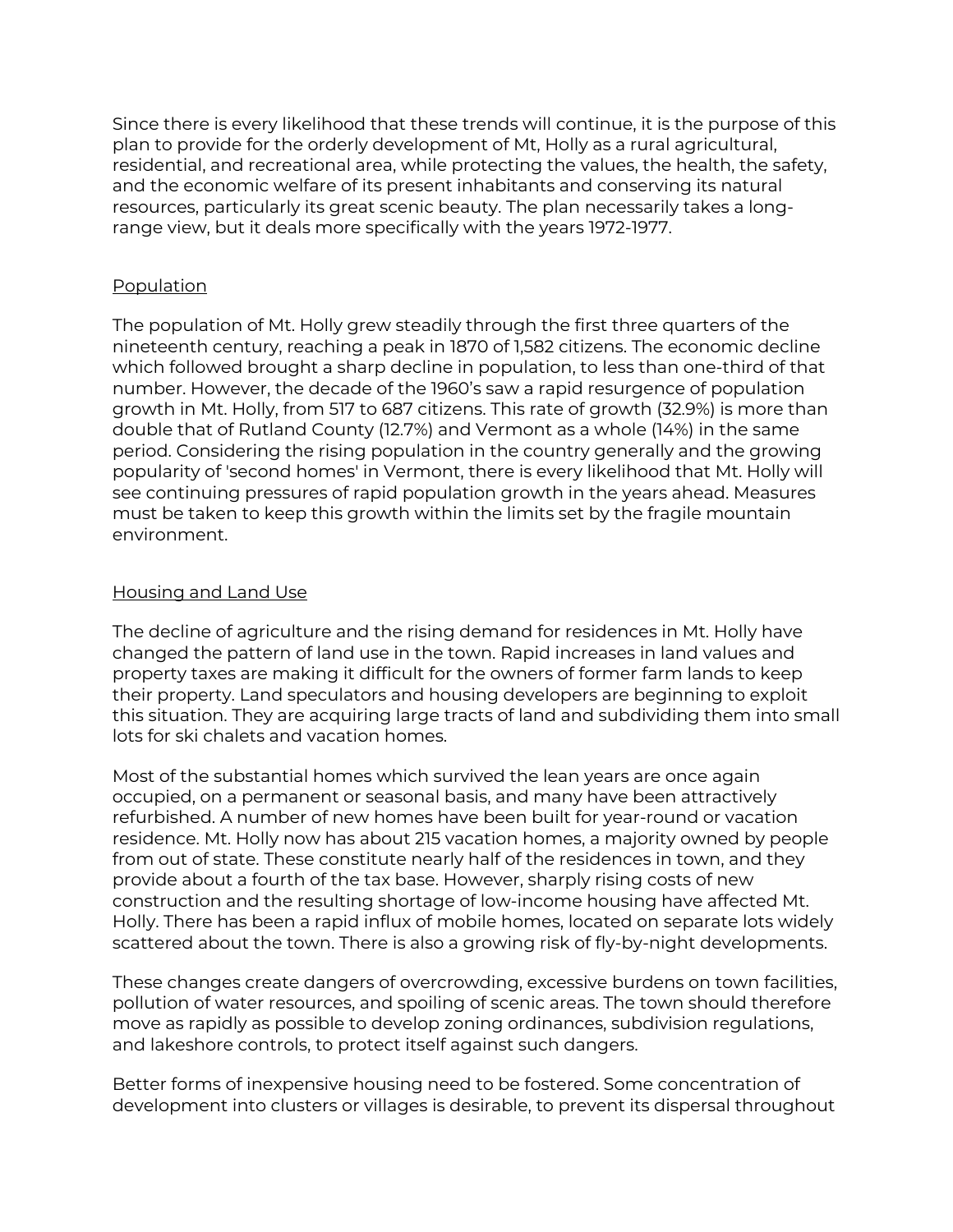Since there is every likelihood that these trends will continue, it is the purpose of this plan to provide for the orderly development of Mt, Holly as a rural agricultural, residential, and recreational area, while protecting the values, the health, the safety, and the economic welfare of its present inhabitants and conserving its natural resources, particularly its great scenic beauty. The plan necessarily takes a long-range view, but it deals more specifically with the years 1972-1977.

<u>Population</u>

The population of Mt. Holly grew steadily through the first three quarters of the nineteenth century, reaching a peak in 1870 of 1,582 citizens. The economic decline which followed brought a sharp decline in population, to less than one-third of that number. However, the decade of the 1960's saw a rapid resurgence of population growth in Mt. Holly, from 517 to 687 citizens. This rate of growth (32.9%) is more than double that of Rutland County (12.7%) and Vermont as a whole (14%) in the same period. Considering the rising population in the country generally and the growing popularity of 'second homes' in Vermont, there is every likelihood that Mt. Holly will see continuing pressures of rapid population growth in the years ahead. Measures must be taken to keep this growth within the limits set by the fragile mountain environment.

<u>Housing and Land Use</u>

The decline of agriculture and the rising demand for residences in Mt. Holly have changed the pattern of land use in the town. Rapid increases in land values and property taxes are making it difficult for the owners of former farm lands to keep their property. Land speculators and housing developers are beginning to exploit this situation. They are acquiring large tracts of land and subdividing them into small lots for ski chalets and vacation homes.

Most of the substantial homes which survived the lean years are once again occupied, on a permanent or seasonal basis, and many have been attractively refurbished. A number of new homes have been built for year-round or vacation residence. Mt. Holly now has about 215 vacation homes, a majority owned by people from out of state. These constitute nearly half of the residences in town, and they provide about a fourth of the tax base. However, sharply rising costs of new construction and the resulting shortage of low-income housing have affected Mt. Holly. There has been a rapid influx of mobile homes, located on separate lots widely scattered about the town. There is also a growing risk of fly-by-night developments.

These changes create dangers of overcrowding, excessive burdens on town facilities, pollution of water resources, and spoiling of scenic areas. The town should therefore move as rapidly as possible to develop zoning ordinances, subdivision regulations, and lakeshore controls, to protect itself against such dangers.

Better forms of inexpensive housing need to be fostered. Some concentration of development into clusters or villages is desirable, to prevent its dispersal throughout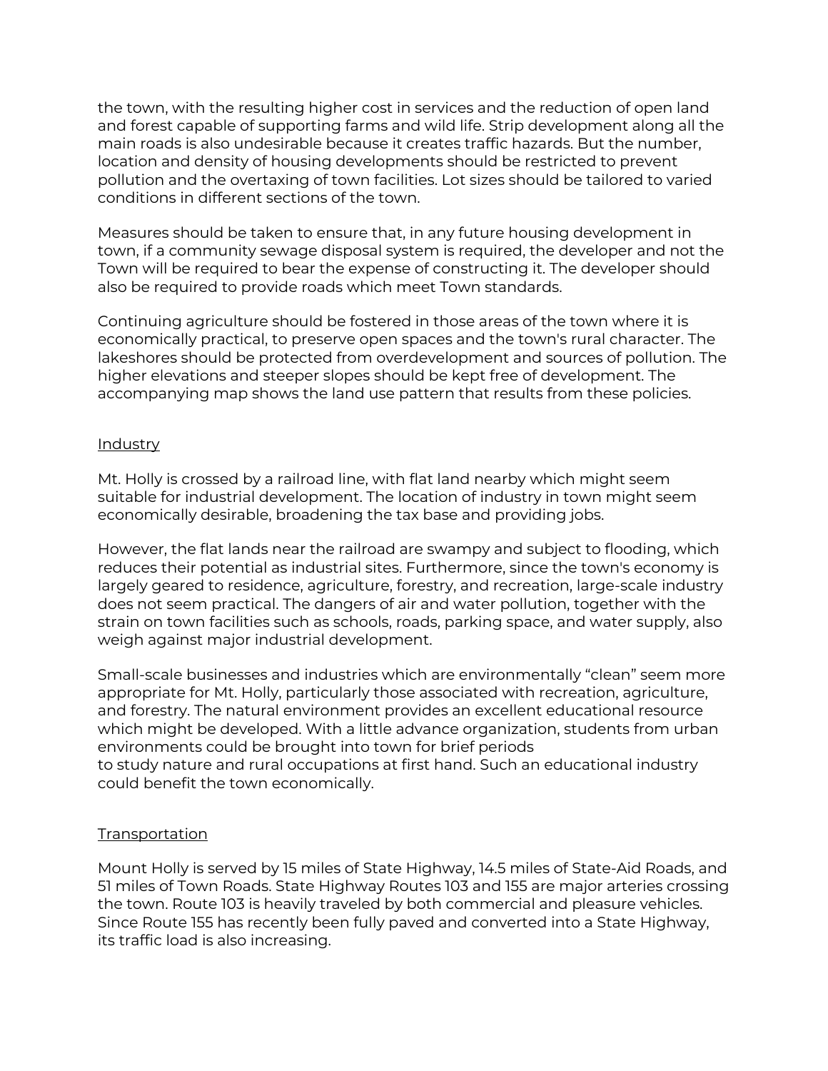the town, with the resulting higher cost in services and the reduction of open land and forest capable of supporting farms and wild life. Strip development along all the main roads is also undesirable because it creates traffic hazards. But the number, location and density of housing developments should be restricted to prevent pollution and the overtaxing of town facilities. Lot sizes should be tailored to varied conditions in different sections of the town.

Measures should be taken to ensure that, in any future housing development in town, if a community sewage disposal system is required, the developer and not the Town will be required to bear the expense of constructing it. The developer should also be required to provide roads which meet Town standards.

Continuing agriculture should be fostered in those areas of the town where it is economically practical, to preserve open spaces and the town's rural character. The lakeshores should be protected from overdevelopment and sources of pollution. The higher elevations and steeper slopes should be kept free of development. The accompanying map shows the land use pattern that results from these policies.

## Industry

Mt. Holly is crossed by a railroad line, with flat land nearby which might seem suitable for industrial development. The location of industry in town might seem economically desirable, broadening the tax base and providing jobs.

However, the flat lands near the railroad are swampy and subject to flooding, which reduces their potential as industrial sites. Furthermore, since the town's economy is largely geared to residence, agriculture, forestry, and recreation, large-scale industry does not seem practical. The dangers of air and water pollution, together with the strain on town facilities such as schools, roads, parking space, and water supply, also weigh against major industrial development.

Small-scale businesses and industries which are environmentally "clean" seem more appropriate for Mt. Holly, particularly those associated with recreation, agriculture, and forestry. The natural environment provides an excellent educational resource which might be developed. With a little advance organization, students from urban environments could be brought into town for brief periods to study nature and rural occupations at first hand. Such an educational industry could benefit the town economically.

## Transportation

Mount Holly is served by 15 miles of State Highway, 14.5 miles of State-Aid Roads, and 51 miles of Town Roads. State Highway Routes 103 and 155 are major arteries crossing the town. Route 103 is heavily traveled by both commercial and pleasure vehicles. Since Route 155 has recently been fully paved and converted into a State Highway, its traffic load is also increasing.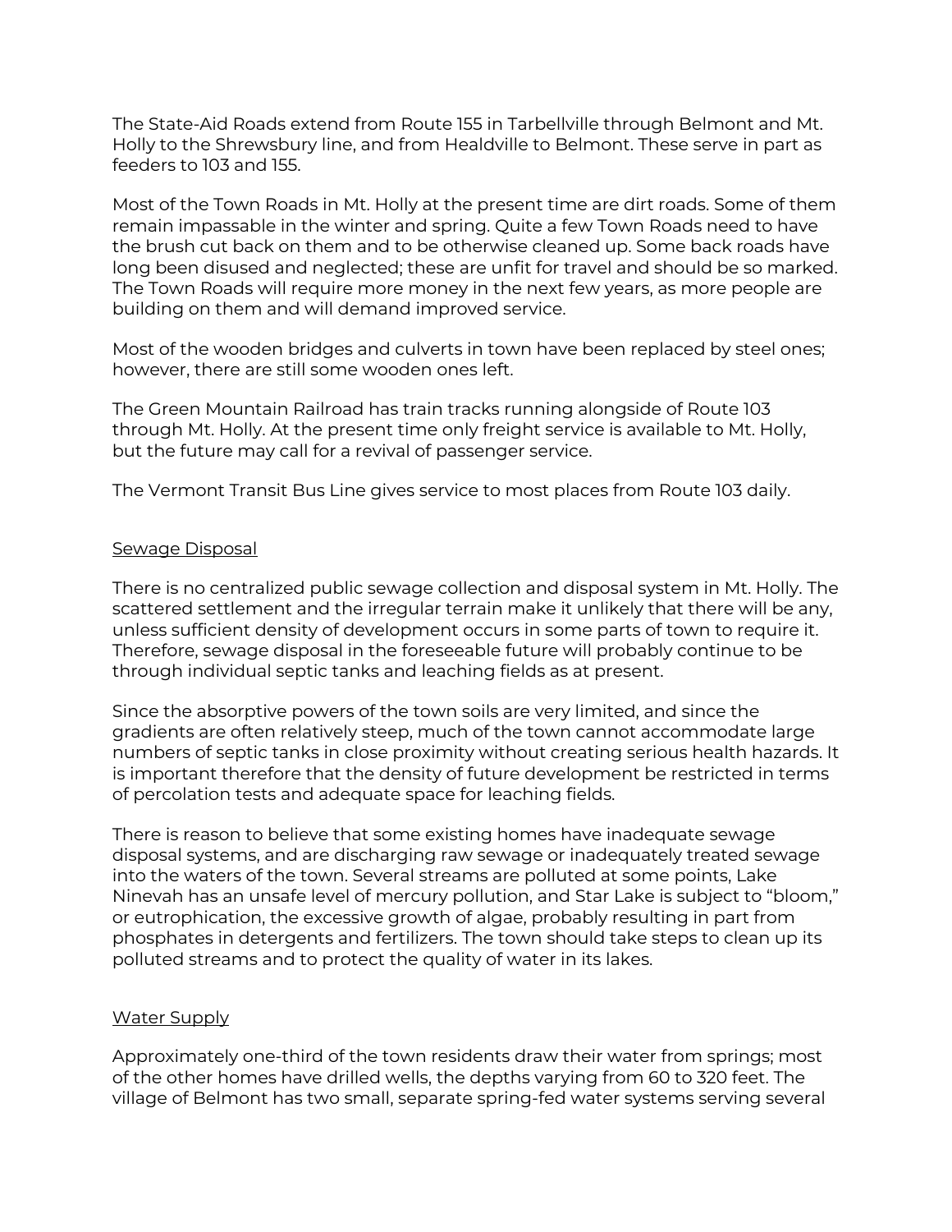The State-Aid Roads extend from Route 155 in Tarbellville through Belmont and Mt. Holly to the Shrewsbury line, and from Healdville to Belmont. These serve in part as feeders to 103 and 155.

Most of the Town Roads in Mt. Holly at the present time are dirt roads. Some of them remain impassable in the winter and spring. Quite a few Town Roads need to have the brush cut back on them and to be otherwise cleaned up. Some back roads have long been disused and neglected; these are unfit for travel and should be so marked. The Town Roads will require more money in the next few years, as more people are building on them and will demand improved service.

Most of the wooden bridges and culverts in town have been replaced by steel ones; however, there are still some wooden ones left.

The Green Mountain Railroad has train tracks running alongside of Route 103 through Mt. Holly. At the present time only freight service is available to Mt. Holly, but the future may call for a revival of passenger service.

The Vermont Transit Bus Line gives service to most places from Route 103 daily.

## Sewage Disposal

There is no centralized public sewage collection and disposal system in Mt. Holly. The scattered settlement and the irregular terrain make it unlikely that there will be any, unless sufficient density of development occurs in some parts of town to require it. Therefore, sewage disposal in the foreseeable future will probably continue to be through individual septic tanks and leaching fields as at present.

Since the absorptive powers of the town soils are very limited, and since the gradients are often relatively steep, much of the town cannot accommodate large numbers of septic tanks in close proximity without creating serious health hazards. It is important therefore that the density of future development be restricted in terms of percolation tests and adequate space for leaching fields.

There is reason to believe that some existing homes have inadequate sewage disposal systems, and are discharging raw sewage or inadequately treated sewage into the waters of the town. Several streams are polluted at some points, Lake Ninevah has an unsafe level of mercury pollution, and Star Lake is subject to "bloom," or eutrophication, the excessive growth of algae, probably resulting in part from phosphates in detergents and fertilizers. The town should take steps to clean up its polluted streams and to protect the quality of water in its lakes.

## Water Supply

Approximately one-third of the town residents draw their water from springs; most of the other homes have drilled wells, the depths varying from 60 to 320 feet. The village of Belmont has two small, separate spring-fed water systems serving several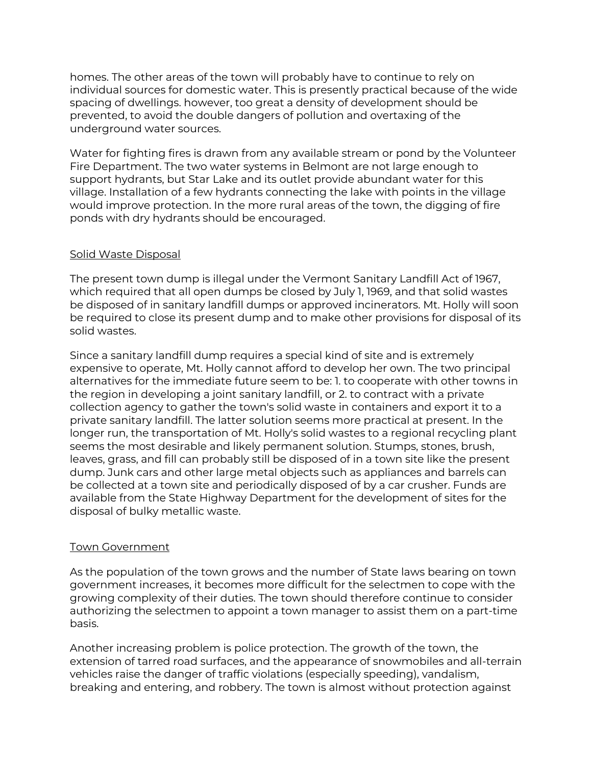homes. The other areas of the town will probably have to continue to rely on individual sources for domestic water. This is presently practical because of the wide spacing of dwellings. however, too great a density of development should be prevented, to avoid the double dangers of pollution and overtaxing of the underground water sources.

Water for fighting fires is drawn from any available stream or pond by the Volunteer Fire Department. The two water systems in Belmont are not large enough to support hydrants, but Star Lake and its outlet provide abundant water for this village. Installation of a few hydrants connecting the lake with points in the village would improve protection. In the more rural areas of the town, the digging of fire ponds with dry hydrants should be encouraged.

<u>Solid Waste Disposal</u>

The present town dump is illegal under the Vermont Sanitary Landfill Act of 1967, which required that all open dumps be closed by July 1, 1969, and that solid wastes be disposed of in sanitary landfill dumps or approved incinerators. Mt. Holly will soon be required to close its present dump and to make other provisions for disposal of its solid wastes.

Since a sanitary landfill dump requires a special kind of site and is extremely expensive to operate, Mt. Holly cannot afford to develop her own. The two principal alternatives for the immediate future seem to be: 1. to cooperate with other towns in the region in developing a joint sanitary landfill, or 2. to contract with a private collection agency to gather the town's solid waste in containers and export it to a private sanitary landfill. The latter solution seems more practical at present. In the longer run, the transportation of Mt. Holly's solid wastes to a regional recycling plant seems the most desirable and likely permanent solution. Stumps, stones, brush, leaves, grass, and fill can probably still be disposed of in a town site like the present dump. Junk cars and other large metal objects such as appliances and barrels can be collected at a town site and periodically disposed of by a car crusher. Funds are available from the State Highway Department for the development of sites for the disposal of bulky metallic waste.

<u>Town Government</u>

As the population of the town grows and the number of State laws bearing on town government increases, it becomes more difficult for the selectmen to cope with the growing complexity of their duties. The town should therefore continue to consider authorizing the selectmen to appoint a town manager to assist them on a part-time basis.

Another increasing problem is police protection. The growth of the town, the extension of tarred road surfaces, and the appearance of snowmobiles and all-terrain vehicles raise the danger of traffic violations (especially speeding), vandalism, breaking and entering, and robbery. The town is almost without protection against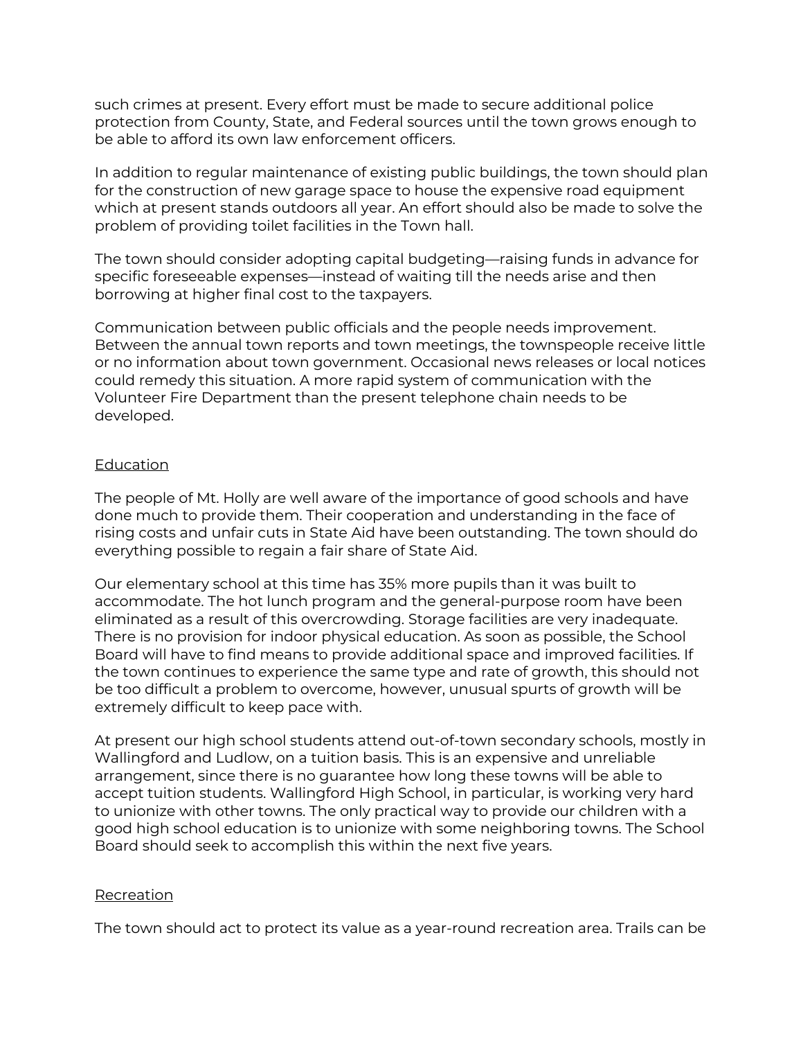such crimes at present. Every effort must be made to secure additional police protection from County, State, and Federal sources until the town grows enough to be able to afford its own law enforcement officers.

In addition to regular maintenance of existing public buildings, the town should plan for the construction of new garage space to house the expensive road equipment which at present stands outdoors all year. An effort should also be made to solve the problem of providing toilet facilities in the Town hall.

The town should consider adopting capital budgeting—raising funds in advance for specific foreseeable expenses—instead of waiting till the needs arise and then borrowing at higher final cost to the taxpayers.

Communication between public officials and the people needs improvement. Between the annual town reports and town meetings, the townspeople receive little or no information about town government. Occasional news releases or local notices could remedy this situation. A more rapid system of communication with the Volunteer Fire Department than the present telephone chain needs to be developed.

## Education

The people of Mt. Holly are well aware of the importance of good schools and have done much to provide them. Their cooperation and understanding in the face of rising costs and unfair cuts in State Aid have been outstanding. The town should do everything possible to regain a fair share of State Aid.

Our elementary school at this time has 35% more pupils than it was built to accommodate. The hot lunch program and the general-purpose room have been eliminated as a result of this overcrowding. Storage facilities are very inadequate. There is no provision for indoor physical education. As soon as possible, the School Board will have to find means to provide additional space and improved facilities. If the town continues to experience the same type and rate of growth, this should not be too difficult a problem to overcome, however, unusual spurts of growth will be extremely difficult to keep pace with.

At present our high school students attend out-of-town secondary schools, mostly in Wallingford and Ludlow, on a tuition basis. This is an expensive and unreliable arrangement, since there is no guarantee how long these towns will be able to accept tuition students. Wallingford High School, in particular, is working very hard to unionize with other towns. The only practical way to provide our children with a good high school education is to unionize with some neighboring towns. The School Board should seek to accomplish this within the next five years.

## Recreation

The town should act to protect its value as a year-round recreation area. Trails can be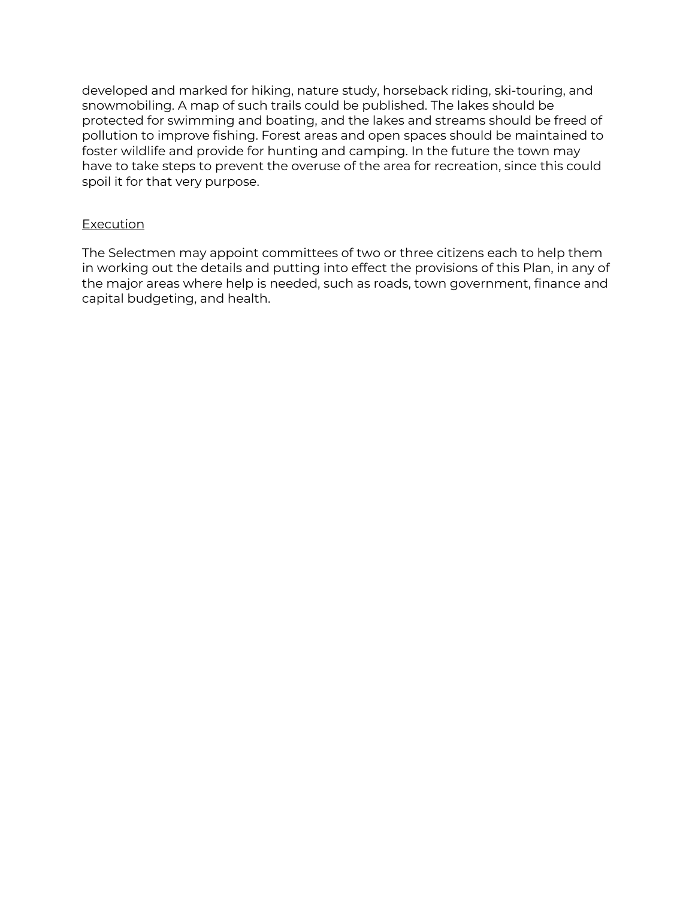developed and marked for hiking, nature study, horseback riding, ski-touring, and snowmobiling. A map of such trails could be published. The lakes should be protected for swimming and boating, and the lakes and streams should be freed of pollution to improve fishing. Forest areas and open spaces should be maintained to foster wildlife and provide for hunting and camping. In the future the town may have to take steps to prevent the overuse of the area for recreation, since this could spoil it for that very purpose.

<u>Execution</u>

The Selectmen may appoint committees of two or three citizens each to help them in working out the details and putting into effect the provisions of this Plan, in any of the major areas where help is needed, such as roads, town government, finance and capital budgeting, and health.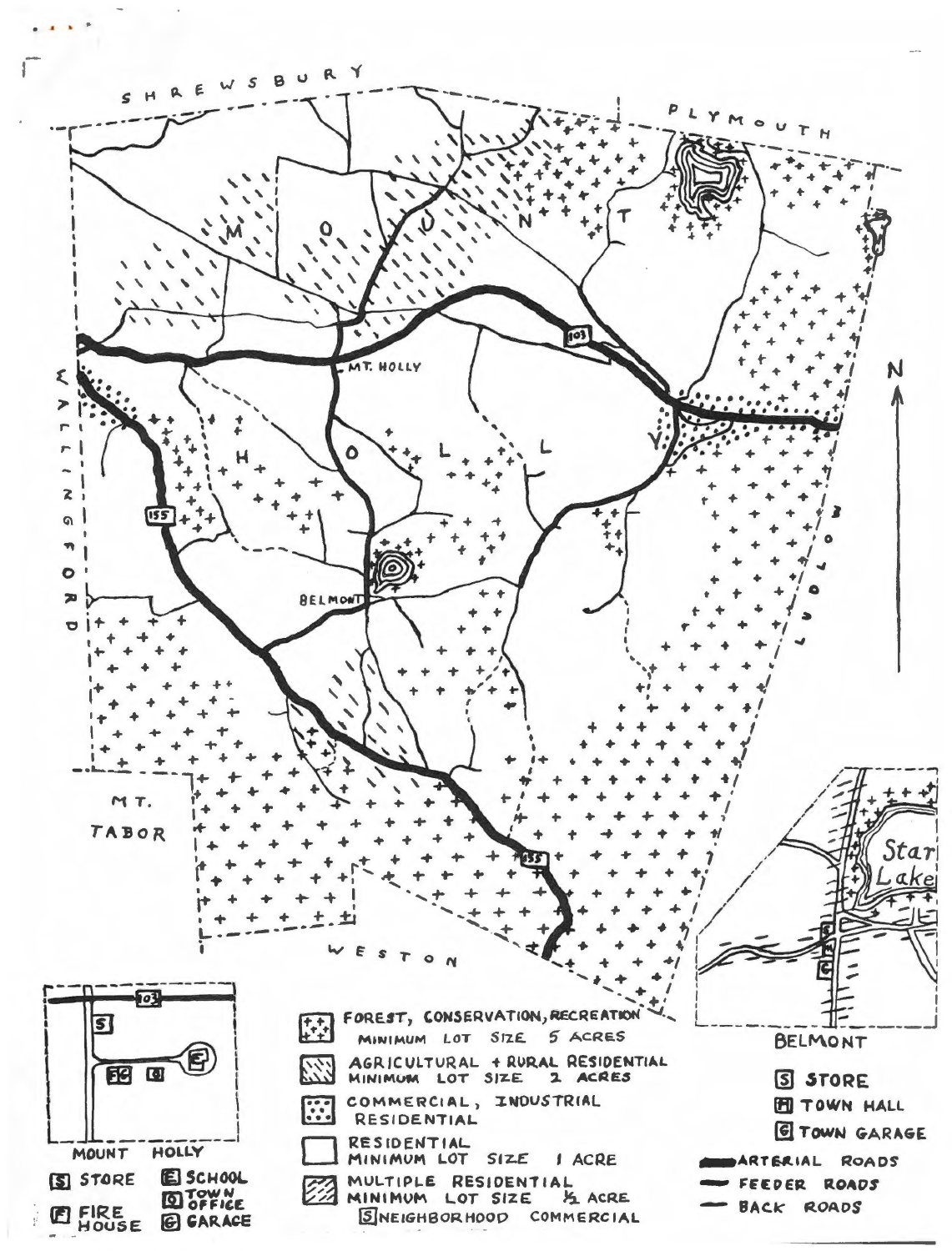SHREWSBURY

PLYMOUTH

MOUNT HOLLY

MT. HOLLY

BELMONT

WALLINGFORD

LUDLOW

MT. TABOR

WESTON

103

155

N

Star Lake

BELMONT

S STORE

H TOWN HALL

G TOWN GARAGE

MOUNT HOLLY

S STORE

E SCHOOL

F FIRE HOUSE

O TOWN OFFICE

G GARAGE

FOREST, CONSERVATION, RECREATION
MINIMUM LOT SIZE 5 ACRES

AGRICULTURAL + RURAL RESIDENTIAL
MINIMUM LOT SIZE 2 ACRES

COMMERCIAL, INDUSTRIAL
RESIDENTIAL

RESIDENTIAL
MINIMUM LOT SIZE 1 ACRE

MULTIPLE RESIDENTIAL
MINIMUM LOT SIZE ½ ACRE

S NEIGHBORHOOD COMMERCIAL

ARTERIAL ROADS

FEEDER ROADS

BACK ROADS